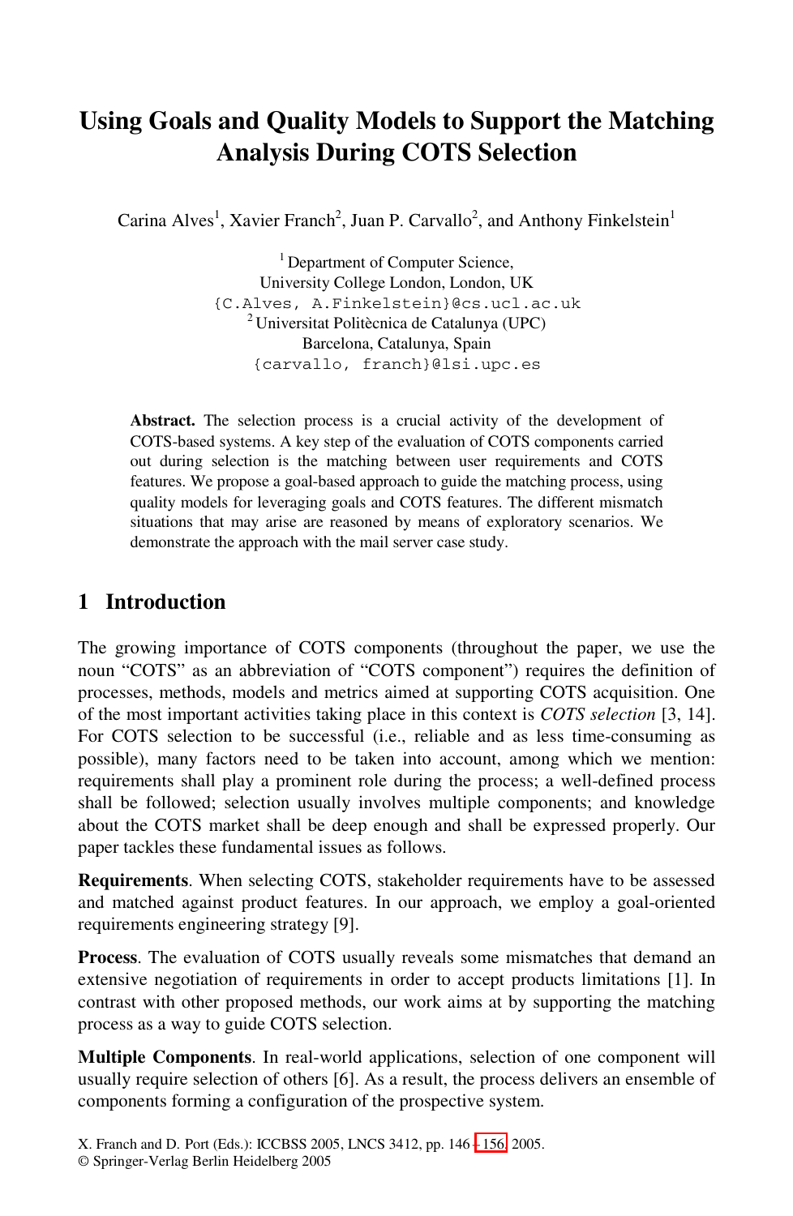# Using Goals and Quality Models to Support the Matching Analysis During COTS Selection

Carina Alves[1], Xavier Franch[2], Juan P. Carvallo[2], and Anthony Finkelstein[1]

[1] Department of Computer Science,
University College London, London, UK
{C.Alves, A.Finkelstein}@cs.ucl.ac.uk

[2] Universitàt Politècnica de Catalunya (UPC)
Barcelona, Catalunya, Spain
{carvallo, franch}@lsi.upc.es

**Abstract.** The selection process is a crucial activity of the development of COTS-based systems. A key step of the evaluation of COTS components carried out during selection is the matching between user requirements and COTS features. We propose a goal-based approach to guide the matching process, using quality models for leveraging goals and COTS features. The different mismatch situations that may arise are reasoned by means of exploratory scenarios. We demonstrate the approach with the mail server case study.

## 1 Introduction

The growing importance of COTS components (throughout the paper, we use the noun "COTS" as an abbreviation of "COTS component") requires the definition of processes, methods, models and metrics aimed at supporting COTS acquisition. One of the most important activities taking place in this context is *COTS selection* [3, 14]. For COTS selection to be successful (i.e., reliable and as less time-consuming as possible), many factors need to be taken into account, among which we mention: requirements shall play a prominent role during the process; a well-defined process shall be followed; selection usually involves multiple components; and knowledge about the COTS market shall be deep enough and shall be expressed properly. Our paper tackles these fundamental issues as follows.

**Requirements**. When selecting COTS, stakeholder requirements have to be assessed and matched against product features. In our approach, we employ a goal-oriented requirements engineering strategy [9].

**Process**. The evaluation of COTS usually reveals some mismatches that demand an extensive negotiation of requirements in order to accept products limitations [1]. In contrast with other proposed methods, our work aims at by supporting the matching process as a way to guide COTS selection.

**Multiple Components**. In real-world applications, selection of one component will usually require selection of others [6]. As a result, the process delivers an ensemble of components forming a configuration of the prospective system.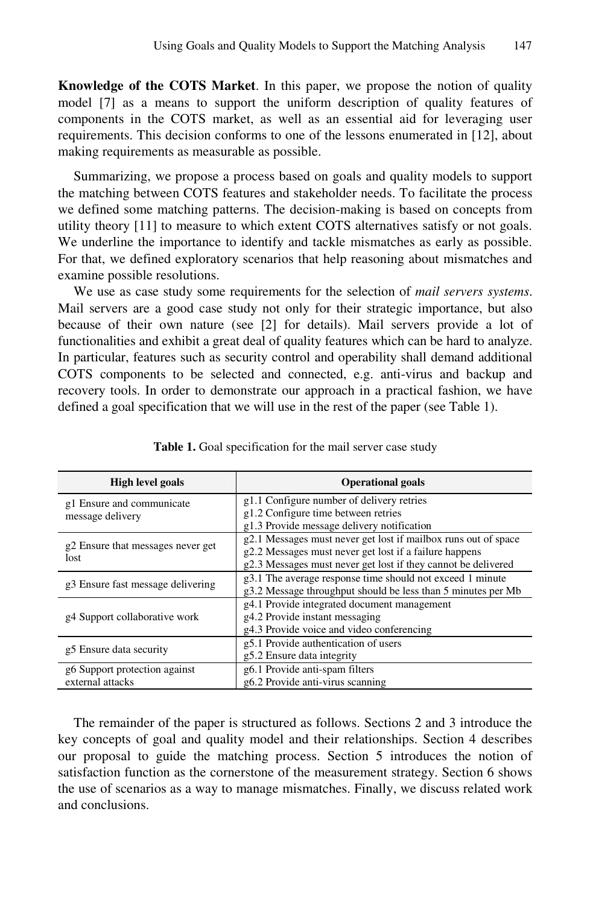**Knowledge of the COTS Market**. In this paper, we propose the notion of quality model [7] as a means to support the uniform description of quality features of components in the COTS market, as well as an essential aid for leveraging user requirements. This decision conforms to one of the lessons enumerated in [12], about making requirements as measurable as possible.

Summarizing, we propose a process based on goals and quality models to support the matching between COTS features and stakeholder needs. To facilitate the process we defined some matching patterns. The decision-making is based on concepts from utility theory [11] to measure to which extent COTS alternatives satisfy or not goals. We underline the importance to identify and tackle mismatches as early as possible. For that, we defined exploratory scenarios that help reasoning about mismatches and examine possible resolutions.

We use as case study some requirements for the selection of *mail servers systems*. Mail servers are a good case study not only for their strategic importance, but also because of their own nature (see [2] for details). Mail servers provide a lot of functionalities and exhibit a great deal of quality features which can be hard to analyze. In particular, features such as security control and operability shall demand additional COTS components to be selected and connected, e.g. anti-virus and backup and recovery tools. In order to demonstrate our approach in a practical fashion, we have defined a goal specification that we will use in the rest of the paper (see Table 1).

**Table 1.** Goal specification for the mail server case study

| High level goals | Operational goals |
|---|---|
| g1 Ensure and communicate message delivery | g1.1 Configure number of delivery retries<br>g1.2 Configure time between retries<br>g1.3 Provide message delivery notification |
| g2 Ensure that messages never get lost | g2.1 Messages must never get lost if mailbox runs out of space<br>g2.2 Messages must never get lost if a failure happens<br>g2.3 Messages must never get lost if they cannot be delivered |
| g3 Ensure fast message delivering | g3.1 The average response time should not exceed 1 minute<br>g3.2 Message throughput should be less than 5 minutes per Mb |
| g4 Support collaborative work | g4.1 Provide integrated document management<br>g4.2 Provide instant messaging<br>g4.3 Provide voice and video conferencing |
| g5 Ensure data security | g5.1 Provide authentication of users<br>g5.2 Ensure data integrity |
| g6 Support protection against external attacks | g6.1 Provide anti-spam filters<br>g6.2 Provide anti-virus scanning |

The remainder of the paper is structured as follows. Sections 2 and 3 introduce the key concepts of goal and quality model and their relationships. Section 4 describes our proposal to guide the matching process. Section 5 introduces the notion of satisfaction function as the cornerstone of the measurement strategy. Section 6 shows the use of scenarios as a way to manage mismatches. Finally, we discuss related work and conclusions.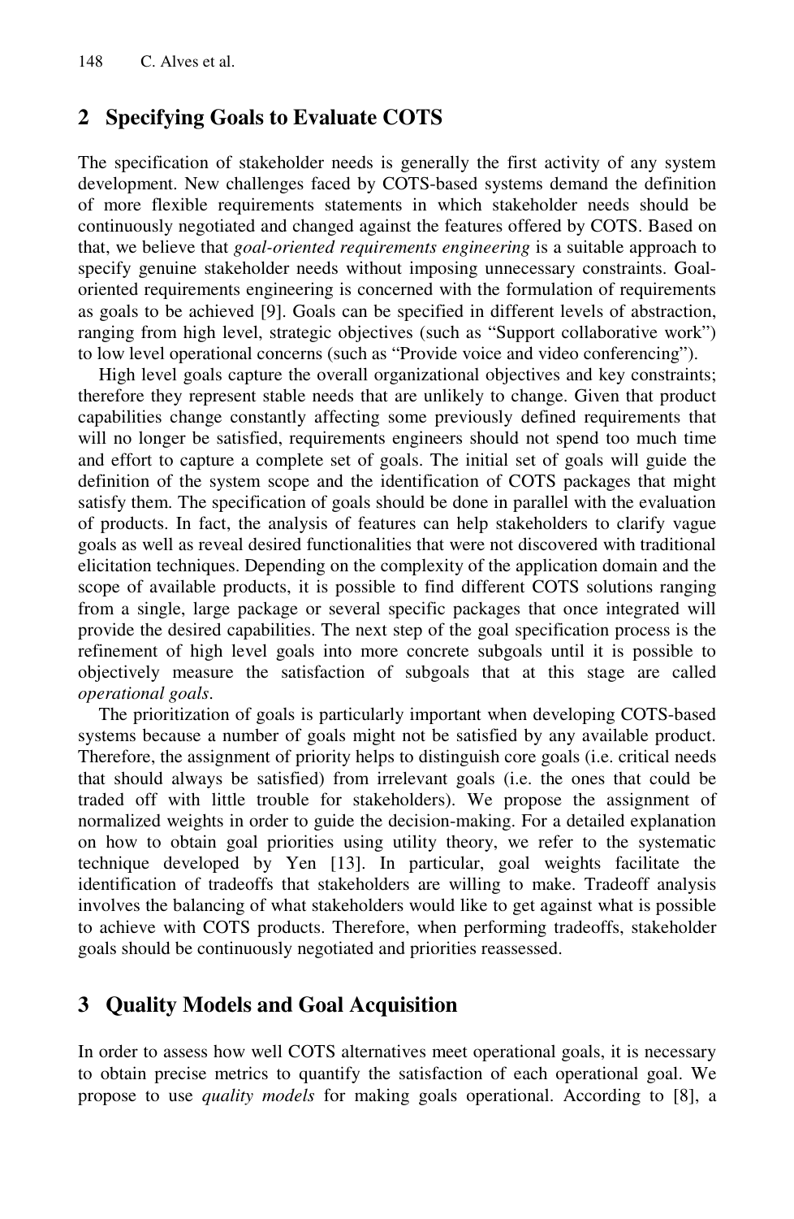## 2 Specifying Goals to Evaluate COTS

The specification of stakeholder needs is generally the first activity of any system development. New challenges faced by COTS-based systems demand the definition of more flexible requirements statements in which stakeholder needs should be continuously negotiated and changed against the features offered by COTS. Based on that, we believe that *goal-oriented requirements engineering* is a suitable approach to specify genuine stakeholder needs without imposing unnecessary constraints. Goal-oriented requirements engineering is concerned with the formulation of requirements as goals to be achieved [9]. Goals can be specified in different levels of abstraction, ranging from high level, strategic objectives (such as "Support collaborative work") to low level operational concerns (such as "Provide voice and video conferencing").

High level goals capture the overall organizational objectives and key constraints; therefore they represent stable needs that are unlikely to change. Given that product capabilities change constantly affecting some previously defined requirements that will no longer be satisfied, requirements engineers should not spend too much time and effort to capture a complete set of goals. The initial set of goals will guide the definition of the system scope and the identification of COTS packages that might satisfy them. The specification of goals should be done in parallel with the evaluation of products. In fact, the analysis of features can help stakeholders to clarify vague goals as well as reveal desired functionalities that were not discovered with traditional elicitation techniques. Depending on the complexity of the application domain and the scope of available products, it is possible to find different COTS solutions ranging from a single, large package or several specific packages that once integrated will provide the desired capabilities. The next step of the goal specification process is the refinement of high level goals into more concrete subgoals until it is possible to objectively measure the satisfaction of subgoals that at this stage are called *operational goals*.

The prioritization of goals is particularly important when developing COTS-based systems because a number of goals might not be satisfied by any available product. Therefore, the assignment of priority helps to distinguish core goals (i.e. critical needs that should always be satisfied) from irrelevant goals (i.e. the ones that could be traded off with little trouble for stakeholders). We propose the assignment of normalized weights in order to guide the decision-making. For a detailed explanation on how to obtain goal priorities using utility theory, we refer to the systematic technique developed by Yen [13]. In particular, goal weights facilitate the identification of tradeoffs that stakeholders are willing to make. Tradeoff analysis involves the balancing of what stakeholders would like to get against what is possible to achieve with COTS products. Therefore, when performing tradeoffs, stakeholder goals should be continuously negotiated and priorities reassessed.

## 3 Quality Models and Goal Acquisition

In order to assess how well COTS alternatives meet operational goals, it is necessary to obtain precise metrics to quantify the satisfaction of each operational goal. We propose to use *quality models* for making goals operational. According to [8], a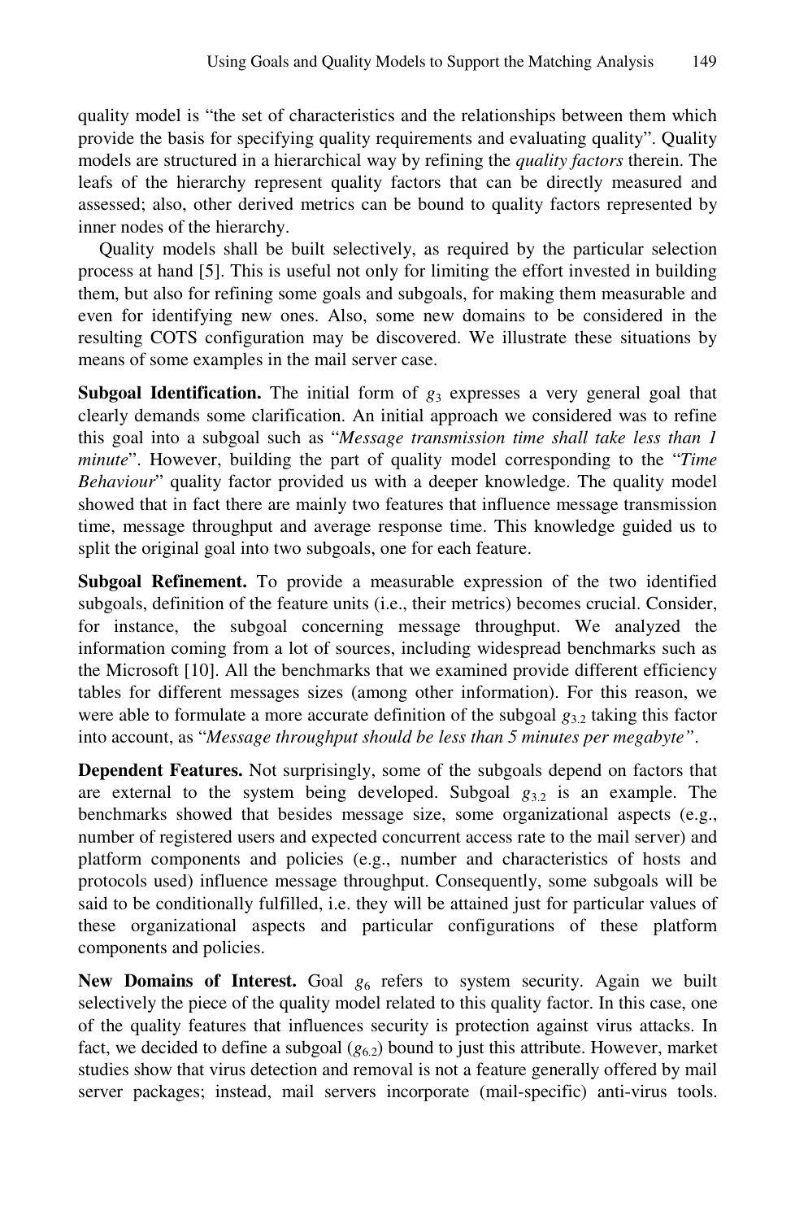quality model is "the set of characteristics and the relationships between them which provide the basis for specifying quality requirements and evaluating quality". Quality models are structured in a hierarchical way by refining the *quality factors* therein. The leafs of the hierarchy represent quality factors that can be directly measured and assessed; also, other derived metrics can be bound to quality factors represented by inner nodes of the hierarchy.

Quality models shall be built selectively, as required by the particular selection process at hand [5]. This is useful not only for limiting the effort invested in building them, but also for refining some goals and subgoals, for making them measurable and even for identifying new ones. Also, some new domains to be considered in the resulting COTS configuration may be discovered. We illustrate these situations by means of some examples in the mail server case.

**Subgoal Identification.** The initial form of $g_3$ expresses a very general goal that clearly demands some clarification. An initial approach we considered was to refine this goal into a subgoal such as "*Message transmission time shall take less than 1 minute*". However, building the part of quality model corresponding to the "*Time Behaviour*" quality factor provided us with a deeper knowledge. The quality model showed that in fact there are mainly two features that influence message transmission time, message throughput and average response time. This knowledge guided us to split the original goal into two subgoals, one for each feature.

**Subgoal Refinement.** To provide a measurable expression of the two identified subgoals, definition of the feature units (i.e., their metrics) becomes crucial. Consider, for instance, the subgoal concerning message throughput. We analyzed the information coming from a lot of sources, including widespread benchmarks such as the Microsoft [10]. All the benchmarks that we examined provide different efficiency tables for different messages sizes (among other information). For this reason, we were able to formulate a more accurate definition of the subgoal $g_{3.2}$ taking this factor into account, as "*Message throughput should be less than 5 minutes per megabyte"*.

**Dependent Features.** Not surprisingly, some of the subgoals depend on factors that are external to the system being developed. Subgoal $g_{3.2}$ is an example. The benchmarks showed that besides message size, some organizational aspects (e.g., number of registered users and expected concurrent access rate to the mail server) and platform components and policies (e.g., number and characteristics of hosts and protocols used) influence message throughput. Consequently, some subgoals will be said to be conditionally fulfilled, i.e. they will be attained just for particular values of these organizational aspects and particular configurations of these platform components and policies.

**New Domains of Interest.** Goal $g_6$ refers to system security. Again we built selectively the piece of the quality model related to this quality factor. In this case, one of the quality features that influences security is protection against virus attacks. In fact, we decided to define a subgoal ($g_{6.2}$) bound to just this attribute. However, market studies show that virus detection and removal is not a feature generally offered by mail server packages; instead, mail servers incorporate (mail-specific) anti-virus tools.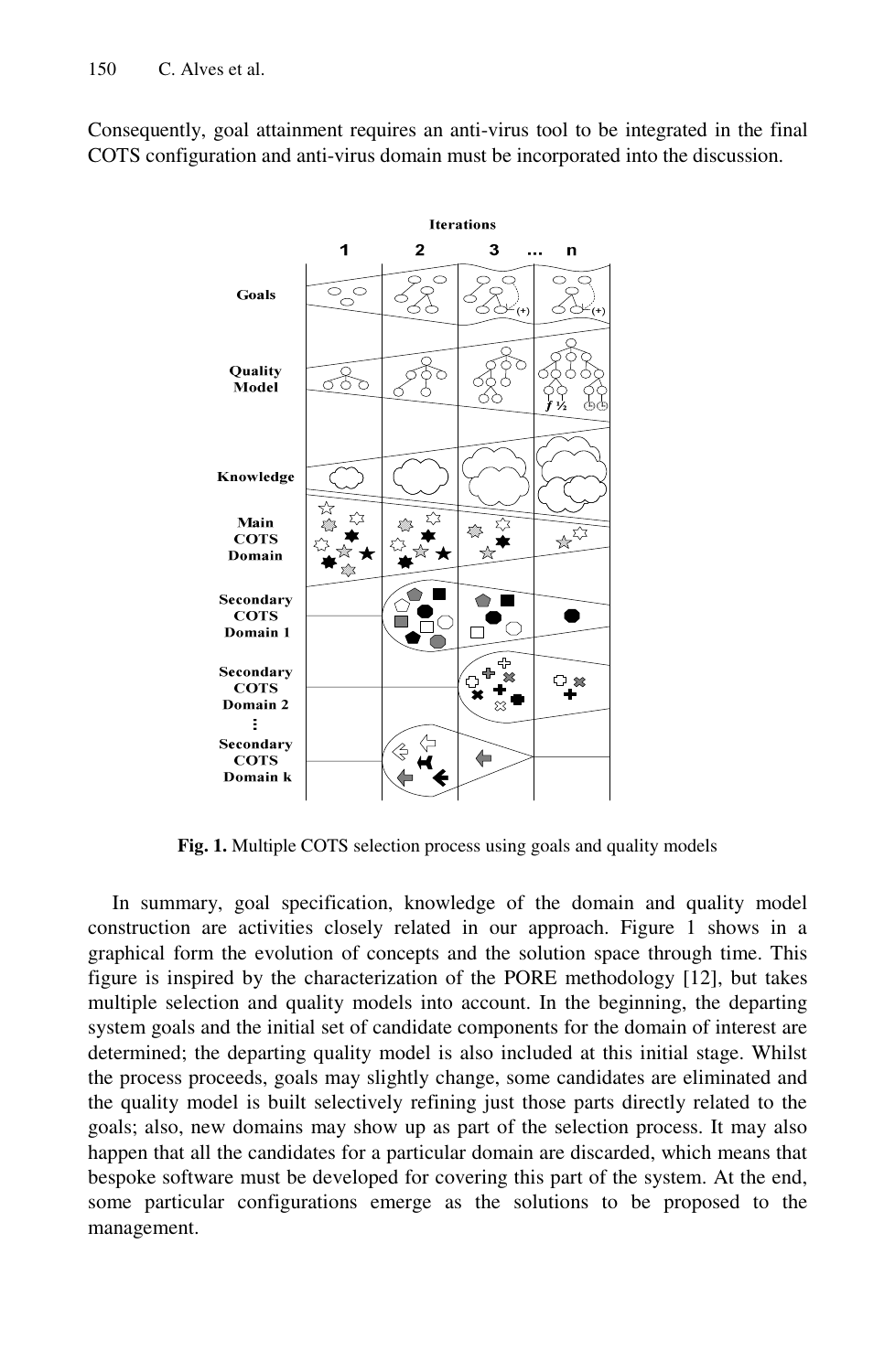Consequently, goal attainment requires an anti-virus tool to be integrated in the final COTS configuration and anti-virus domain must be incorporated into the discussion.

**Fig. 1.** Multiple COTS selection process using goals and quality models

In summary, goal specification, knowledge of the domain and quality model construction are activities closely related in our approach. Figure 1 shows in a graphical form the evolution of concepts and the solution space through time. This figure is inspired by the characterization of the PORE methodology [12], but takes multiple selection and quality models into account. In the beginning, the departing system goals and the initial set of candidate components for the domain of interest are determined; the departing quality model is also included at this initial stage. Whilst the process proceeds, goals may slightly change, some candidates are eliminated and the quality model is built selectively refining just those parts directly related to the goals; also, new domains may show up as part of the selection process. It may also happen that all the candidates for a particular domain are discarded, which means that bespoke software must be developed for covering this part of the system. At the end, some particular configurations emerge as the solutions to be proposed to the management.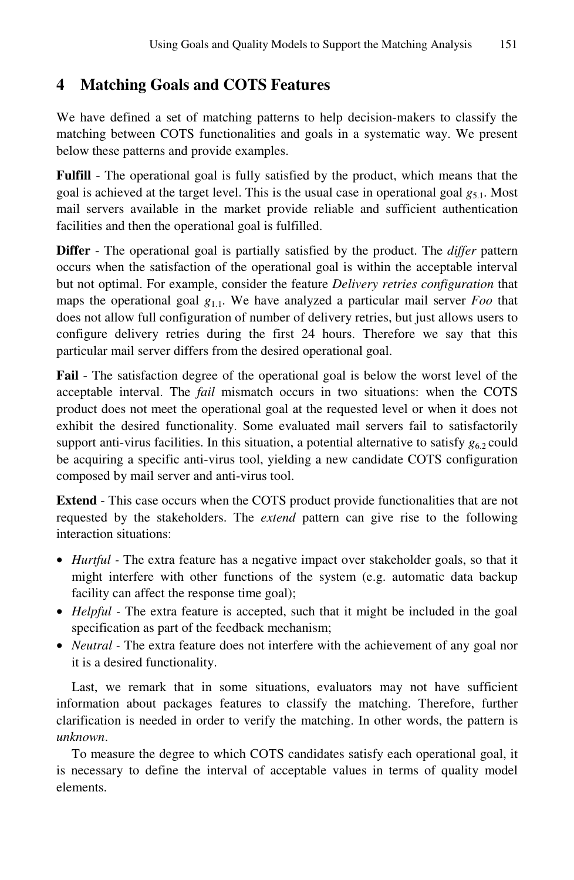## 4 Matching Goals and COTS Features

We have defined a set of matching patterns to help decision-makers to classify the matching between COTS functionalities and goals in a systematic way. We present below these patterns and provide examples.

**Fulfill** - The operational goal is fully satisfied by the product, which means that the goal is achieved at the target level. This is the usual case in operational goal $g_{5.1}$. Most mail servers available in the market provide reliable and sufficient authentication facilities and then the operational goal is fulfilled.

**Differ** - The operational goal is partially satisfied by the product. The *differ* pattern occurs when the satisfaction of the operational goal is within the acceptable interval but not optimal. For example, consider the feature *Delivery retries configuration* that maps the operational goal $g_{1.1}$. We have analyzed a particular mail server *Foo* that does not allow full configuration of number of delivery retries, but just allows users to configure delivery retries during the first 24 hours. Therefore we say that this particular mail server differs from the desired operational goal.

**Fail** - The satisfaction degree of the operational goal is below the worst level of the acceptable interval. The *fail* mismatch occurs in two situations: when the COTS product does not meet the operational goal at the requested level or when it does not exhibit the desired functionality. Some evaluated mail servers fail to satisfactorily support anti-virus facilities. In this situation, a potential alternative to satisfy $g_{6.2}$ could be acquiring a specific anti-virus tool, yielding a new candidate COTS configuration composed by mail server and anti-virus tool.

**Extend** - This case occurs when the COTS product provide functionalities that are not requested by the stakeholders. The *extend* pattern can give rise to the following interaction situations:

- *Hurtful* - The extra feature has a negative impact over stakeholder goals, so that it might interfere with other functions of the system (e.g. automatic data backup facility can affect the response time goal);
- *Helpful* - The extra feature is accepted, such that it might be included in the goal specification as part of the feedback mechanism;
- *Neutral* - The extra feature does not interfere with the achievement of any goal nor it is a desired functionality.

Last, we remark that in some situations, evaluators may not have sufficient information about packages features to classify the matching. Therefore, further clarification is needed in order to verify the matching. In other words, the pattern is *unknown*.

To measure the degree to which COTS candidates satisfy each operational goal, it is necessary to define the interval of acceptable values in terms of quality model elements.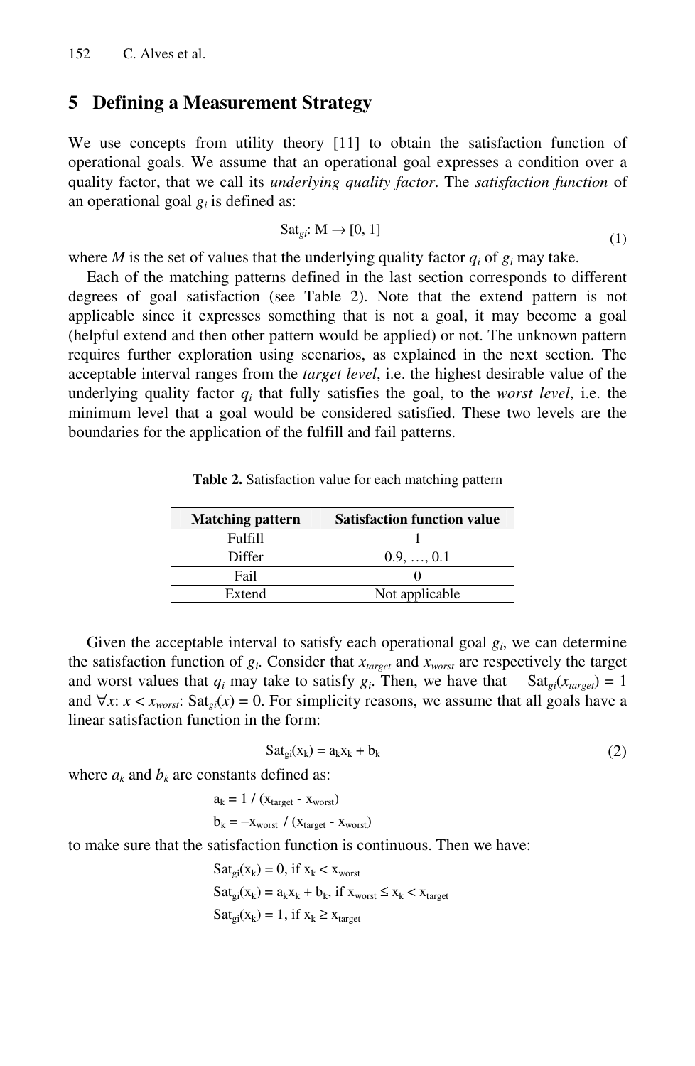## 5 Defining a Measurement Strategy

We use concepts from utility theory [11] to obtain the satisfaction function of operational goals. We assume that an operational goal expresses a condition over a quality factor, that we call its *underlying quality factor*. The *satisfaction function* of an operational goal $g_i$ is defined as:

$$\mathrm{Sat}_{gi}: \mathrm{M} \rightarrow [0, 1] \tag{1}$$

where $M$ is the set of values that the underlying quality factor $q_i$ of $g_i$ may take.

Each of the matching patterns defined in the last section corresponds to different degrees of goal satisfaction (see Table 2). Note that the extend pattern is not applicable since it expresses something that is not a goal, it may become a goal (helpful extend and then other pattern would be applied) or not. The unknown pattern requires further exploration using scenarios, as explained in the next section. The acceptable interval ranges from the *target level*, i.e. the highest desirable value of the underlying quality factor $q_i$ that fully satisfies the goal, to the *worst level*, i.e. the minimum level that a goal would be considered satisfied. These two levels are the boundaries for the application of the fulfill and fail patterns.

**Table 2.** Satisfaction value for each matching pattern

| Matching pattern | Satisfaction function value |
|---|---|
| Fulfill | 1 |
| Differ | 0.9, …, 0.1 |
| Fail | 0 |
| Extend | Not applicable |

Given the acceptable interval to satisfy each operational goal $g_i$, we can determine the satisfaction function of $g_i$. Consider that $x_{target}$ and $x_{worst}$ are respectively the target and worst values that $q_i$ may take to satisfy $g_i$. Then, we have that $\mathrm{Sat}_{gi}(x_{target}) = 1$ and $\forall x$: $x < x_{worst}$: $\mathrm{Sat}_{gi}(x) = 0$. For simplicity reasons, we assume that all goals have a linear satisfaction function in the form:

$$\mathrm{Sat}_{gi}(x_k) = a_k x_k + b_k \tag{2}$$

where $a_k$ and $b_k$ are constants defined as:

$$a_k = 1 / (x_{target} - x_{worst})$$

$$b_k = -x_{worst} / (x_{target} - x_{worst})$$

to make sure that the satisfaction function is continuous. Then we have:

$$\mathrm{Sat}_{gi}(x_k) = 0, \text{ if } x_k < x_{worst}$$

$$\mathrm{Sat}_{gi}(x_k) = a_k x_k + b_k, \text{ if } x_{worst} \leq x_k < x_{target}$$

$$\mathrm{Sat}_{gi}(x_k) = 1, \text{ if } x_k \geq x_{target}$$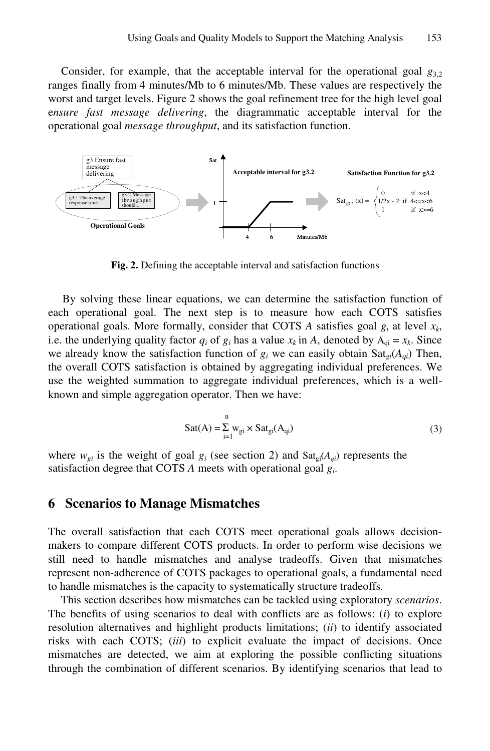Consider, for example, that the acceptable interval for the operational goal $g_{3,2}$ ranges finally from 4 minutes/Mb to 6 minutes/Mb. These values are respectively the worst and target levels. Figure 2 shows the goal refinement tree for the high level goal e*nsure fast message delivering*, the diagrammatic acceptable interval for the operational goal *message throughput*, and its satisfaction function.

Satisfaction Function for g3.2

$$Sat_{g3.2}(x) = \begin{cases} 0 & \text{if } x<4 \\ 1/2x - 2 & \text{if } 4<=x<6 \\ 1 & \text{if } x>=6 \end{cases}$$

**Fig. 2.** Defining the acceptable interval and satisfaction functions

By solving these linear equations, we can determine the satisfaction function of each operational goal. The next step is to measure how each COTS satisfies operational goals. More formally, consider that COTS *A* satisfies goal $g_i$ at level $x_k$, i.e. the underlying quality factor $q_i$ of $g_i$ has a value $x_k$ in *A*, denoted by $A_{qi} = x_k$. Since we already know the satisfaction function of $g_i$ we can easily obtain $Sat_{gi}(A_{qi})$ Then, the overall COTS satisfaction is obtained by aggregating individual preferences. We use the weighted summation to aggregate individual preferences, which is a well-known and simple aggregation operator. Then we have:

$$Sat(A) = \sum_{i=1}^{n} w_{gi} \times Sat_{gi}(A_{qi}) \tag{3}$$

where $w_{gi}$ is the weight of goal $g_i$ (see section 2) and $Sat_{gi}(A_{qi})$ represents the satisfaction degree that COTS *A* meets with operational goal $g_i$.

## 6 Scenarios to Manage Mismatches

The overall satisfaction that each COTS meet operational goals allows decision-makers to compare different COTS products. In order to perform wise decisions we still need to handle mismatches and analyse tradeoffs. Given that mismatches represent non-adherence of COTS packages to operational goals, a fundamental need to handle mismatches is the capacity to systematically structure tradeoffs.

This section describes how mismatches can be tackled using exploratory *scenarios*. The benefits of using scenarios to deal with conflicts are as follows: (*i*) to explore resolution alternatives and highlight products limitations; (*ii*) to identify associated risks with each COTS; (*iii*) to explicit evaluate the impact of decisions. Once mismatches are detected, we aim at exploring the possible conflicting situations through the combination of different scenarios. By identifying scenarios that lead to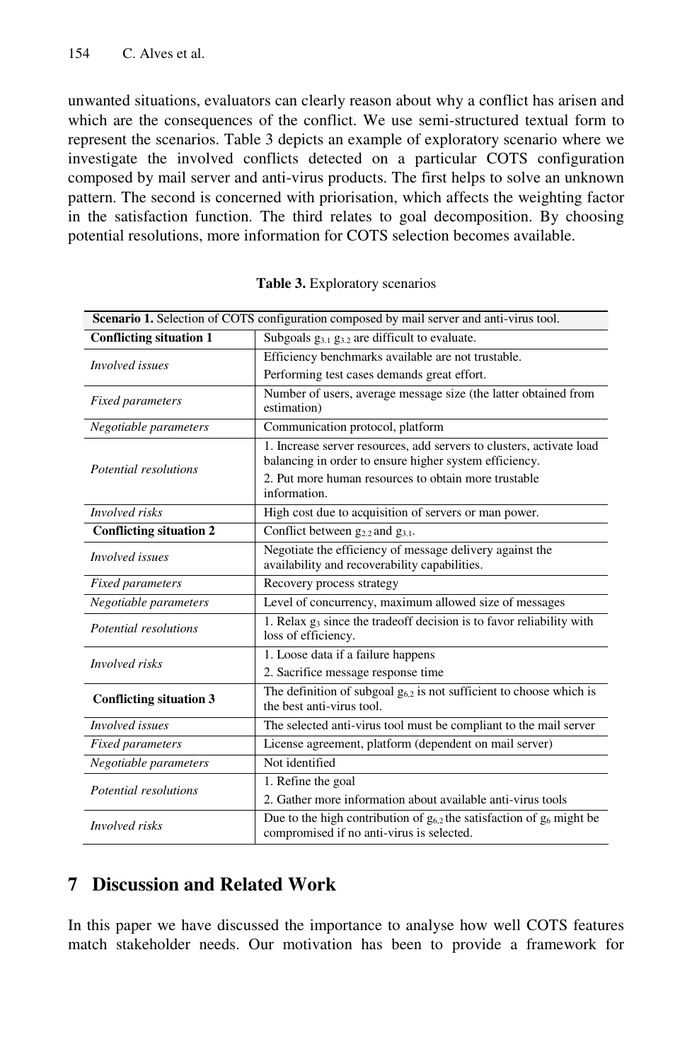unwanted situations, evaluators can clearly reason about why a conflict has arisen and which are the consequences of the conflict. We use semi-structured textual form to represent the scenarios. Table 3 depicts an example of exploratory scenario where we investigate the involved conflicts detected on a particular COTS configuration composed by mail server and anti-virus products. The first helps to solve an unknown pattern. The second is concerned with priorisation, which affects the weighting factor in the satisfaction function. The third relates to goal decomposition. By choosing potential resolutions, more information for COTS selection becomes available.

**Table 3.** Exploratory scenarios

| **Scenario 1.** Selection of COTS configuration composed by mail server and anti-virus tool. | |
|---|---|
| **Conflicting situation 1** | Subgoals $g_{3.1}$ $g_{3.2}$ are difficult to evaluate. |
| *Involved issues* | Efficiency benchmarks available are not trustable.<br>Performing test cases demands great effort. |
| *Fixed parameters* | Number of users, average message size (the latter obtained from estimation) |
| *Negotiable parameters* | Communication protocol, platform |
| *Potential resolutions* | 1. Increase server resources, add servers to clusters, activate load balancing in order to ensure higher system efficiency.<br>2. Put more human resources to obtain more trustable information. |
| *Involved risks* | High cost due to acquisition of servers or man power. |
| **Conflicting situation 2** | Conflict between $g_{2.2}$ and $g_{3.1}$. |
| *Involved issues* | Negotiate the efficiency of message delivery against the availability and recoverability capabilities. |
| *Fixed parameters* | Recovery process strategy |
| *Negotiable parameters* | Level of concurrency, maximum allowed size of messages |
| *Potential resolutions* | 1. Relax $g_3$ since the tradeoff decision is to favor reliability with loss of efficiency. |
| *Involved risks* | 1. Loose data if a failure happens<br>2. Sacrifice message response time |
| **Conflicting situation 3** | The definition of subgoal $g_{6.2}$ is not sufficient to choose which is the best anti-virus tool. |
| *Involved issues* | The selected anti-virus tool must be compliant to the mail server |
| *Fixed parameters* | License agreement, platform (dependent on mail server) |
| *Negotiable parameters* | Not identified |
| *Potential resolutions* | 1. Refine the goal<br>2. Gather more information about available anti-virus tools |
| *Involved risks* | Due to the high contribution of $g_{6.2}$ the satisfaction of $g_6$ might be compromised if no anti-virus is selected. |

## 7 Discussion and Related Work

In this paper we have discussed the importance to analyse how well COTS features match stakeholder needs. Our motivation has been to provide a framework for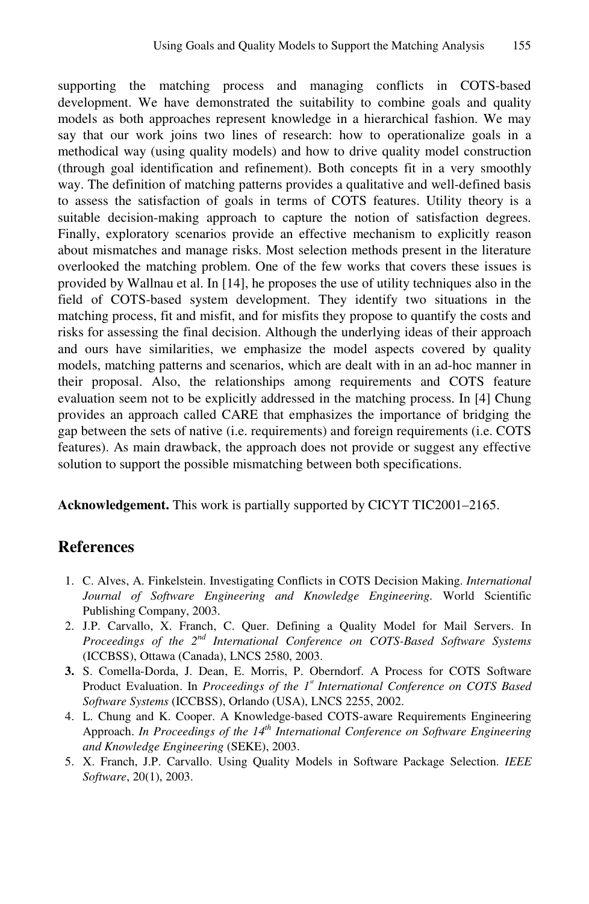supporting the matching process and managing conflicts in COTS-based development. We have demonstrated the suitability to combine goals and quality models as both approaches represent knowledge in a hierarchical fashion. We may say that our work joins two lines of research: how to operationalize goals in a methodical way (using quality models) and how to drive quality model construction (through goal identification and refinement). Both concepts fit in a very smoothly way. The definition of matching patterns provides a qualitative and well-defined basis to assess the satisfaction of goals in terms of COTS features. Utility theory is a suitable decision-making approach to capture the notion of satisfaction degrees. Finally, exploratory scenarios provide an effective mechanism to explicitly reason about mismatches and manage risks. Most selection methods present in the literature overlooked the matching problem. One of the few works that covers these issues is provided by Wallnau et al. In [14], he proposes the use of utility techniques also in the field of COTS-based system development. They identify two situations in the matching process, fit and misfit, and for misfits they propose to quantify the costs and risks for assessing the final decision. Although the underlying ideas of their approach and ours have similarities, we emphasize the model aspects covered by quality models, matching patterns and scenarios, which are dealt with in an ad-hoc manner in their proposal. Also, the relationships among requirements and COTS feature evaluation seem not to be explicitly addressed in the matching process. In [4] Chung provides an approach called CARE that emphasizes the importance of bridging the gap between the sets of native (i.e. requirements) and foreign requirements (i.e. COTS features). As main drawback, the approach does not provide or suggest any effective solution to support the possible mismatching between both specifications.

**Acknowledgement.** This work is partially supported by CICYT TIC2001–2165.

## References

1. C. Alves, A. Finkelstein. Investigating Conflicts in COTS Decision Making. *International Journal of Software Engineering and Knowledge Engineering*. World Scientific Publishing Company, 2003.
2. J.P. Carvallo, X. Franch, C. Quer. Defining a Quality Model for Mail Servers. In *Proceedings of the 2nd International Conference on COTS-Based Software Systems* (ICCBSS), Ottawa (Canada), LNCS 2580, 2003.
3. S. Comella-Dorda, J. Dean, E. Morris, P. Oberndorf. A Process for COTS Software Product Evaluation. In *Proceedings of the 1st International Conference on COTS Based Software Systems* (ICCBSS), Orlando (USA), LNCS 2255, 2002.
4. L. Chung and K. Cooper. A Knowledge-based COTS-aware Requirements Engineering Approach. *In Proceedings of the 14th International Conference on Software Engineering and Knowledge Engineering* (SEKE), 2003.
5. X. Franch, J.P. Carvallo. Using Quality Models in Software Package Selection. *IEEE Software*, 20(1), 2003.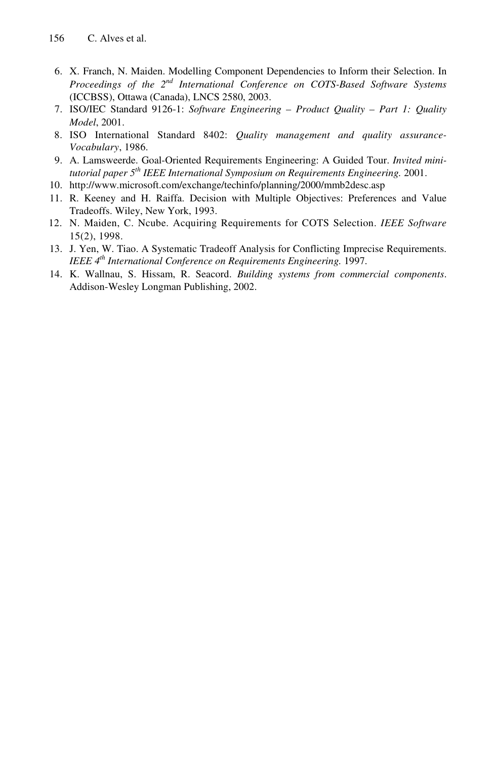6. X. Franch, N. Maiden. Modelling Component Dependencies to Inform their Selection. In *Proceedings of the 2nd International Conference on COTS-Based Software Systems* (ICCBSS), Ottawa (Canada), LNCS 2580, 2003.
7. ISO/IEC Standard 9126-1: *Software Engineering – Product Quality – Part 1: Quality Model*, 2001.
8. ISO International Standard 8402: *Quality management and quality assurance-Vocabulary*, 1986.
9. A. Lamsweerde. Goal-Oriented Requirements Engineering: A Guided Tour. *Invited mini-tutorial paper 5th IEEE International Symposium on Requirements Engineering.* 2001.
10. http://www.microsoft.com/exchange/techinfo/planning/2000/mmb2desc.asp
11. R. Keeney and H. Raiffa. Decision with Multiple Objectives: Preferences and Value Tradeoffs. Wiley, New York, 1993.
12. N. Maiden, C. Ncube. Acquiring Requirements for COTS Selection. *IEEE Software* 15(2), 1998.
13. J. Yen, W. Tiao. A Systematic Tradeoff Analysis for Conflicting Imprecise Requirements. *IEEE 4th International Conference on Requirements Engineering.* 1997.
14. K. Wallnau, S. Hissam, R. Seacord. *Building systems from commercial components*. Addison-Wesley Longman Publishing, 2002.